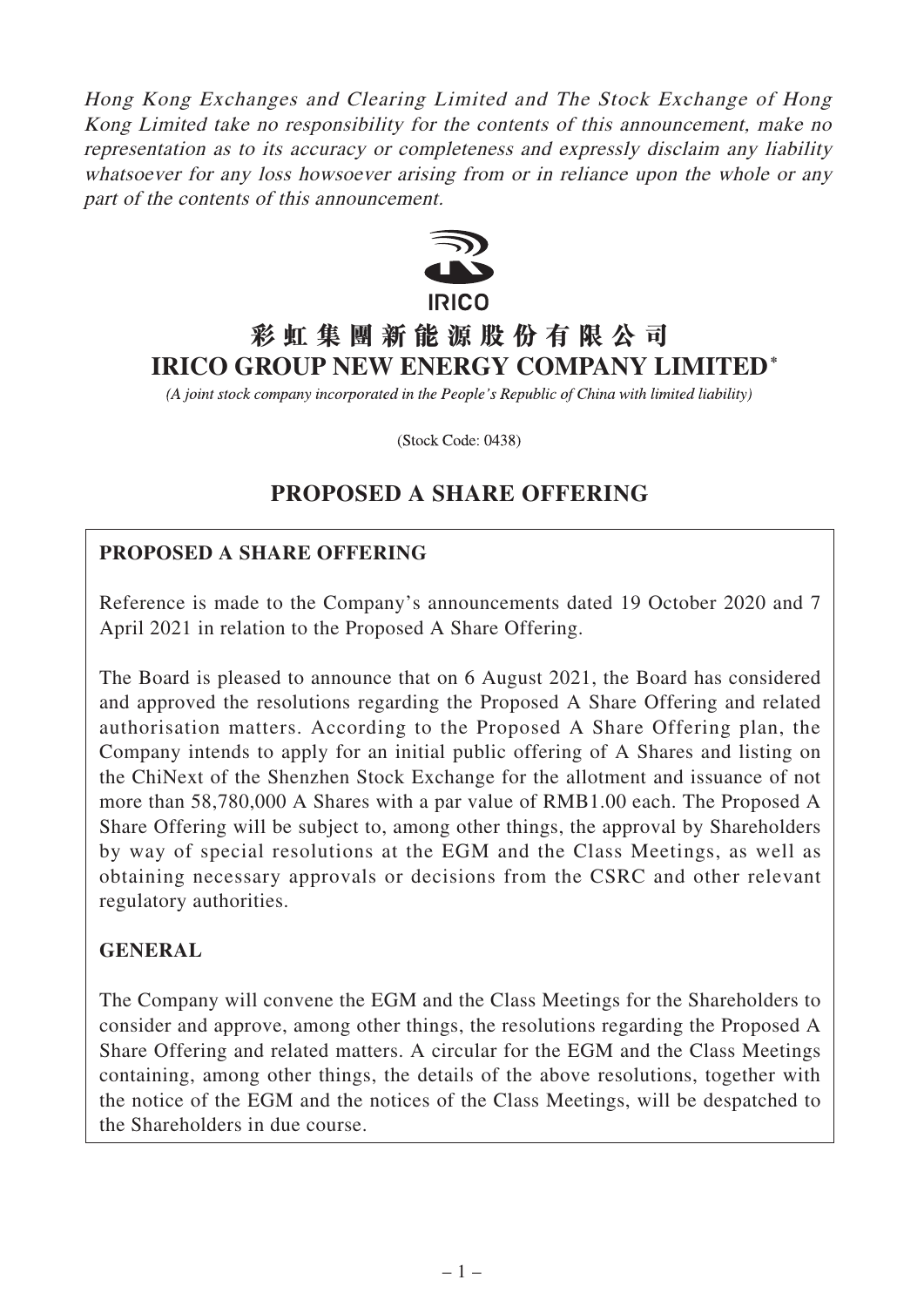*Hong Kong Exchanges and Clearing Limited and The Stock Exchange of Hong Kong Limited take no responsibility for the contents of this announcement, make no representation as to its accuracy or completeness and expressly disclaim any liability whatsoever for any loss howsoever arising from or in reliance upon the whole or any part of the contents of this announcement.*

IRICO

# 彩虹集團新能源股份有限公司
# IRICO GROUP NEW ENERGY COMPANY LIMITED*

*(A joint stock company incorporated in the People's Republic of China with limited liability)*

(Stock Code: 0438)

## PROPOSED A SHARE OFFERING

### PROPOSED A SHARE OFFERING

Reference is made to the Company's announcements dated 19 October 2020 and 7 April 2021 in relation to the Proposed A Share Offering.

The Board is pleased to announce that on 6 August 2021, the Board has considered and approved the resolutions regarding the Proposed A Share Offering and related authorisation matters. According to the Proposed A Share Offering plan, the Company intends to apply for an initial public offering of A Shares and listing on the ChiNext of the Shenzhen Stock Exchange for the allotment and issuance of not more than 58,780,000 A Shares with a par value of RMB1.00 each. The Proposed A Share Offering will be subject to, among other things, the approval by Shareholders by way of special resolutions at the EGM and the Class Meetings, as well as obtaining necessary approvals or decisions from the CSRC and other relevant regulatory authorities.

### GENERAL

The Company will convene the EGM and the Class Meetings for the Shareholders to consider and approve, among other things, the resolutions regarding the Proposed A Share Offering and related matters. A circular for the EGM and the Class Meetings containing, among other things, the details of the above resolutions, together with the notice of the EGM and the notices of the Class Meetings, will be despatched to the Shareholders in due course.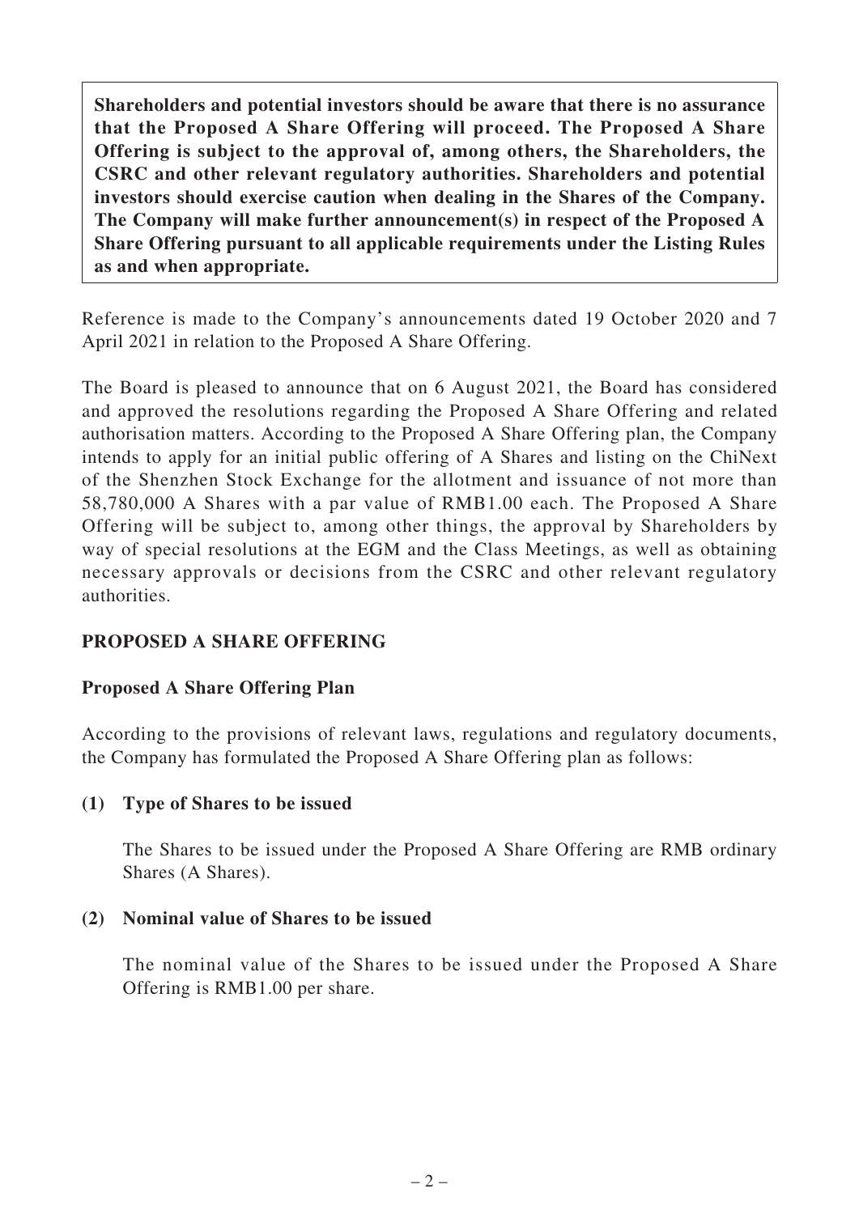**Shareholders and potential investors should be aware that there is no assurance that the Proposed A Share Offering will proceed. The Proposed A Share Offering is subject to the approval of, among others, the Shareholders, the CSRC and other relevant regulatory authorities. Shareholders and potential investors should exercise caution when dealing in the Shares of the Company. The Company will make further announcement(s) in respect of the Proposed A Share Offering pursuant to all applicable requirements under the Listing Rules as and when appropriate.**

Reference is made to the Company's announcements dated 19 October 2020 and 7 April 2021 in relation to the Proposed A Share Offering.

The Board is pleased to announce that on 6 August 2021, the Board has considered and approved the resolutions regarding the Proposed A Share Offering and related authorisation matters. According to the Proposed A Share Offering plan, the Company intends to apply for an initial public offering of A Shares and listing on the ChiNext of the Shenzhen Stock Exchange for the allotment and issuance of not more than 58,780,000 A Shares with a par value of RMB1.00 each. The Proposed A Share Offering will be subject to, among other things, the approval by Shareholders by way of special resolutions at the EGM and the Class Meetings, as well as obtaining necessary approvals or decisions from the CSRC and other relevant regulatory authorities.

## PROPOSED A SHARE OFFERING

### Proposed A Share Offering Plan

According to the provisions of relevant laws, regulations and regulatory documents, the Company has formulated the Proposed A Share Offering plan as follows:

**(1) Type of Shares to be issued**

The Shares to be issued under the Proposed A Share Offering are RMB ordinary Shares (A Shares).

**(2) Nominal value of Shares to be issued**

The nominal value of the Shares to be issued under the Proposed A Share Offering is RMB1.00 per share.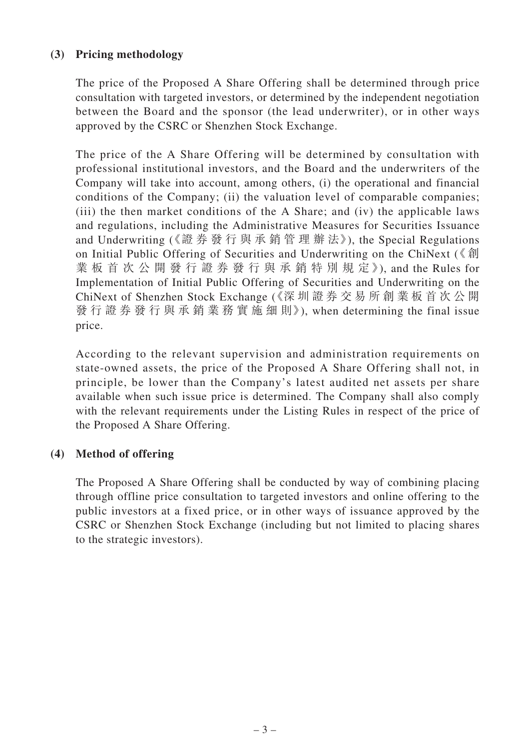**(3) Pricing methodology**

The price of the Proposed A Share Offering shall be determined through price consultation with targeted investors, or determined by the independent negotiation between the Board and the sponsor (the lead underwriter), or in other ways approved by the CSRC or Shenzhen Stock Exchange.

The price of the A Share Offering will be determined by consultation with professional institutional investors, and the Board and the underwriters of the Company will take into account, among others, (i) the operational and financial conditions of the Company; (ii) the valuation level of comparable companies; (iii) the then market conditions of the A Share; and (iv) the applicable laws and regulations, including the Administrative Measures for Securities Issuance and Underwriting (《證券發行與承銷管理辦法》), the Special Regulations on Initial Public Offering of Securities and Underwriting on the ChiNext (《創業板首次公開發行證券發行與承銷特別規定》), and the Rules for Implementation of Initial Public Offering of Securities and Underwriting on the ChiNext of Shenzhen Stock Exchange (《深圳證券交易所創業板首次公開發行證券發行與承銷業務實施細則》), when determining the final issue price.

According to the relevant supervision and administration requirements on state-owned assets, the price of the Proposed A Share Offering shall not, in principle, be lower than the Company's latest audited net assets per share available when such issue price is determined. The Company shall also comply with the relevant requirements under the Listing Rules in respect of the price of the Proposed A Share Offering.

**(4) Method of offering**

The Proposed A Share Offering shall be conducted by way of combining placing through offline price consultation to targeted investors and online offering to the public investors at a fixed price, or in other ways of issuance approved by the CSRC or Shenzhen Stock Exchange (including but not limited to placing shares to the strategic investors).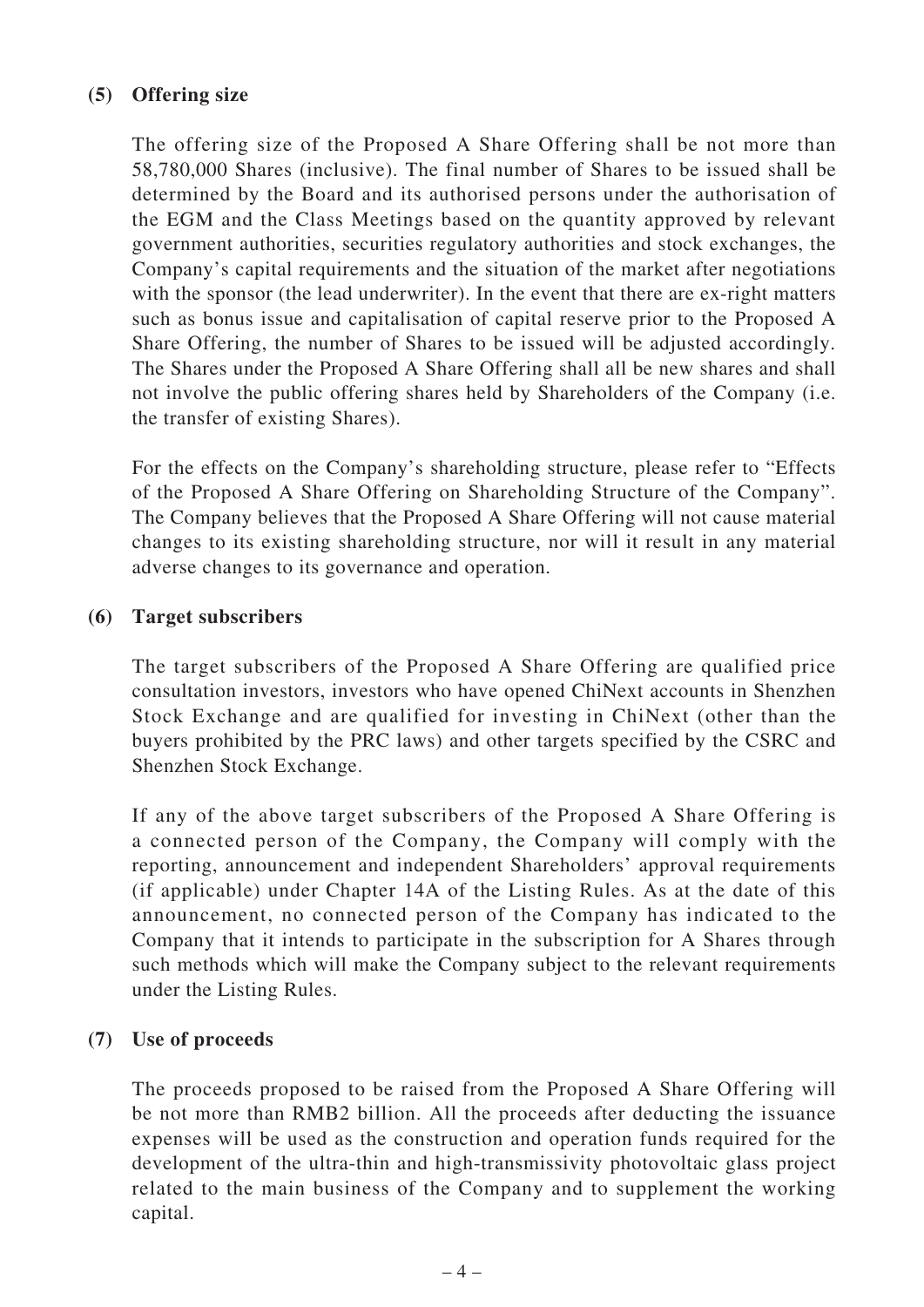**(5) Offering size**

The offering size of the Proposed A Share Offering shall be not more than 58,780,000 Shares (inclusive). The final number of Shares to be issued shall be determined by the Board and its authorised persons under the authorisation of the EGM and the Class Meetings based on the quantity approved by relevant government authorities, securities regulatory authorities and stock exchanges, the Company's capital requirements and the situation of the market after negotiations with the sponsor (the lead underwriter). In the event that there are ex-right matters such as bonus issue and capitalisation of capital reserve prior to the Proposed A Share Offering, the number of Shares to be issued will be adjusted accordingly. The Shares under the Proposed A Share Offering shall all be new shares and shall not involve the public offering shares held by Shareholders of the Company (i.e. the transfer of existing Shares).

For the effects on the Company's shareholding structure, please refer to "Effects of the Proposed A Share Offering on Shareholding Structure of the Company". The Company believes that the Proposed A Share Offering will not cause material changes to its existing shareholding structure, nor will it result in any material adverse changes to its governance and operation.

**(6) Target subscribers**

The target subscribers of the Proposed A Share Offering are qualified price consultation investors, investors who have opened ChiNext accounts in Shenzhen Stock Exchange and are qualified for investing in ChiNext (other than the buyers prohibited by the PRC laws) and other targets specified by the CSRC and Shenzhen Stock Exchange.

If any of the above target subscribers of the Proposed A Share Offering is a connected person of the Company, the Company will comply with the reporting, announcement and independent Shareholders' approval requirements (if applicable) under Chapter 14A of the Listing Rules. As at the date of this announcement, no connected person of the Company has indicated to the Company that it intends to participate in the subscription for A Shares through such methods which will make the Company subject to the relevant requirements under the Listing Rules.

**(7) Use of proceeds**

The proceeds proposed to be raised from the Proposed A Share Offering will be not more than RMB2 billion. All the proceeds after deducting the issuance expenses will be used as the construction and operation funds required for the development of the ultra-thin and high-transmissivity photovoltaic glass project related to the main business of the Company and to supplement the working capital.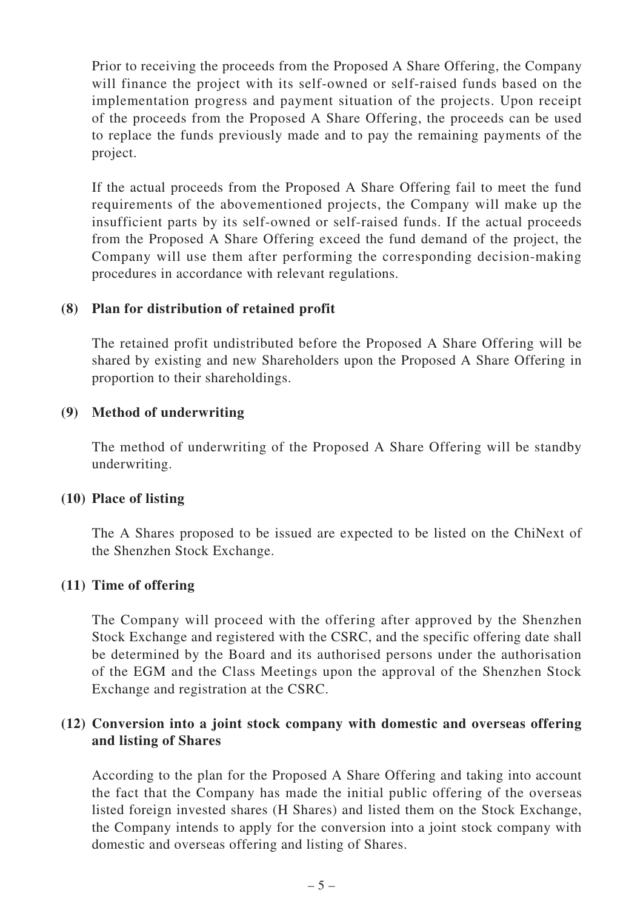Prior to receiving the proceeds from the Proposed A Share Offering, the Company will finance the project with its self-owned or self-raised funds based on the implementation progress and payment situation of the projects. Upon receipt of the proceeds from the Proposed A Share Offering, the proceeds can be used to replace the funds previously made and to pay the remaining payments of the project.

If the actual proceeds from the Proposed A Share Offering fail to meet the fund requirements of the abovementioned projects, the Company will make up the insufficient parts by its self-owned or self-raised funds. If the actual proceeds from the Proposed A Share Offering exceed the fund demand of the project, the Company will use them after performing the corresponding decision-making procedures in accordance with relevant regulations.

**(8) Plan for distribution of retained profit**

The retained profit undistributed before the Proposed A Share Offering will be shared by existing and new Shareholders upon the Proposed A Share Offering in proportion to their shareholdings.

**(9) Method of underwriting**

The method of underwriting of the Proposed A Share Offering will be standby underwriting.

**(10) Place of listing**

The A Shares proposed to be issued are expected to be listed on the ChiNext of the Shenzhen Stock Exchange.

**(11) Time of offering**

The Company will proceed with the offering after approved by the Shenzhen Stock Exchange and registered with the CSRC, and the specific offering date shall be determined by the Board and its authorised persons under the authorisation of the EGM and the Class Meetings upon the approval of the Shenzhen Stock Exchange and registration at the CSRC.

**(12) Conversion into a joint stock company with domestic and overseas offering and listing of Shares**

According to the plan for the Proposed A Share Offering and taking into account the fact that the Company has made the initial public offering of the overseas listed foreign invested shares (H Shares) and listed them on the Stock Exchange, the Company intends to apply for the conversion into a joint stock company with domestic and overseas offering and listing of Shares.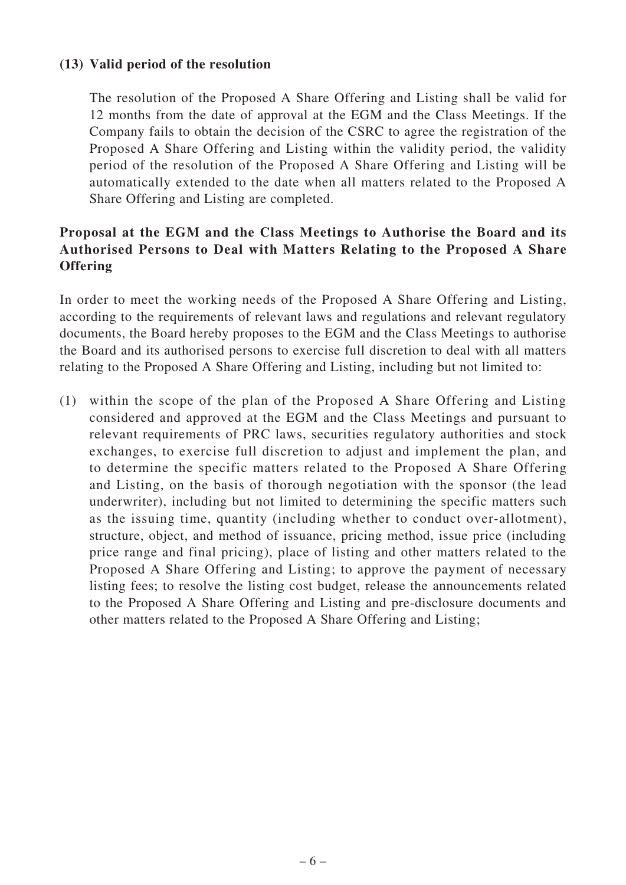**(13) Valid period of the resolution**

The resolution of the Proposed A Share Offering and Listing shall be valid for 12 months from the date of approval at the EGM and the Class Meetings. If the Company fails to obtain the decision of the CSRC to agree the registration of the Proposed A Share Offering and Listing within the validity period, the validity period of the resolution of the Proposed A Share Offering and Listing will be automatically extended to the date when all matters related to the Proposed A Share Offering and Listing are completed.

**Proposal at the EGM and the Class Meetings to Authorise the Board and its Authorised Persons to Deal with Matters Relating to the Proposed A Share Offering**

In order to meet the working needs of the Proposed A Share Offering and Listing, according to the requirements of relevant laws and regulations and relevant regulatory documents, the Board hereby proposes to the EGM and the Class Meetings to authorise the Board and its authorised persons to exercise full discretion to deal with all matters relating to the Proposed A Share Offering and Listing, including but not limited to:

(1) within the scope of the plan of the Proposed A Share Offering and Listing considered and approved at the EGM and the Class Meetings and pursuant to relevant requirements of PRC laws, securities regulatory authorities and stock exchanges, to exercise full discretion to adjust and implement the plan, and to determine the specific matters related to the Proposed A Share Offering and Listing, on the basis of thorough negotiation with the sponsor (the lead underwriter), including but not limited to determining the specific matters such as the issuing time, quantity (including whether to conduct over-allotment), structure, object, and method of issuance, pricing method, issue price (including price range and final pricing), place of listing and other matters related to the Proposed A Share Offering and Listing; to approve the payment of necessary listing fees; to resolve the listing cost budget, release the announcements related to the Proposed A Share Offering and Listing and pre-disclosure documents and other matters related to the Proposed A Share Offering and Listing;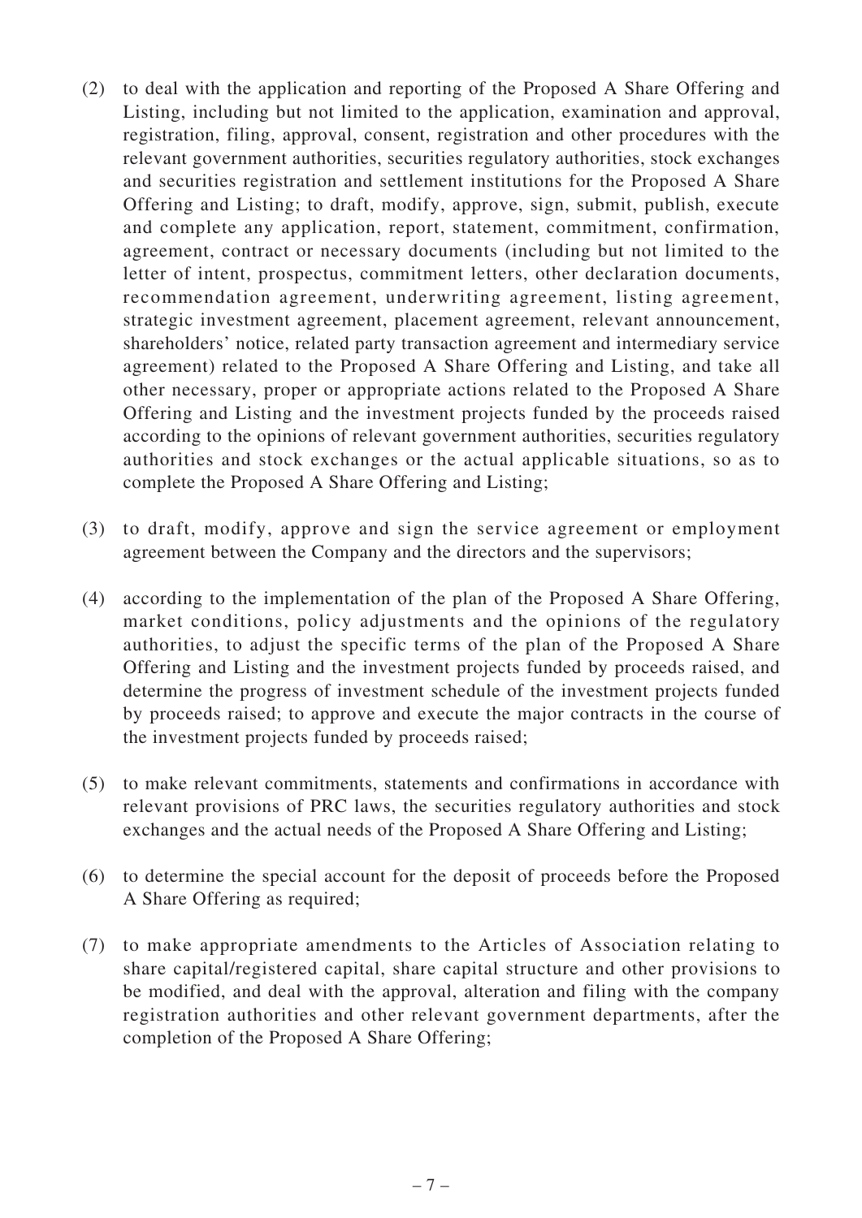(2) to deal with the application and reporting of the Proposed A Share Offering and Listing, including but not limited to the application, examination and approval, registration, filing, approval, consent, registration and other procedures with the relevant government authorities, securities regulatory authorities, stock exchanges and securities registration and settlement institutions for the Proposed A Share Offering and Listing; to draft, modify, approve, sign, submit, publish, execute and complete any application, report, statement, commitment, confirmation, agreement, contract or necessary documents (including but not limited to the letter of intent, prospectus, commitment letters, other declaration documents, recommendation agreement, underwriting agreement, listing agreement, strategic investment agreement, placement agreement, relevant announcement, shareholders' notice, related party transaction agreement and intermediary service agreement) related to the Proposed A Share Offering and Listing, and take all other necessary, proper or appropriate actions related to the Proposed A Share Offering and Listing and the investment projects funded by the proceeds raised according to the opinions of relevant government authorities, securities regulatory authorities and stock exchanges or the actual applicable situations, so as to complete the Proposed A Share Offering and Listing;

(3) to draft, modify, approve and sign the service agreement or employment agreement between the Company and the directors and the supervisors;

(4) according to the implementation of the plan of the Proposed A Share Offering, market conditions, policy adjustments and the opinions of the regulatory authorities, to adjust the specific terms of the plan of the Proposed A Share Offering and Listing and the investment projects funded by proceeds raised, and determine the progress of investment schedule of the investment projects funded by proceeds raised; to approve and execute the major contracts in the course of the investment projects funded by proceeds raised;

(5) to make relevant commitments, statements and confirmations in accordance with relevant provisions of PRC laws, the securities regulatory authorities and stock exchanges and the actual needs of the Proposed A Share Offering and Listing;

(6) to determine the special account for the deposit of proceeds before the Proposed A Share Offering as required;

(7) to make appropriate amendments to the Articles of Association relating to share capital/registered capital, share capital structure and other provisions to be modified, and deal with the approval, alteration and filing with the company registration authorities and other relevant government departments, after the completion of the Proposed A Share Offering;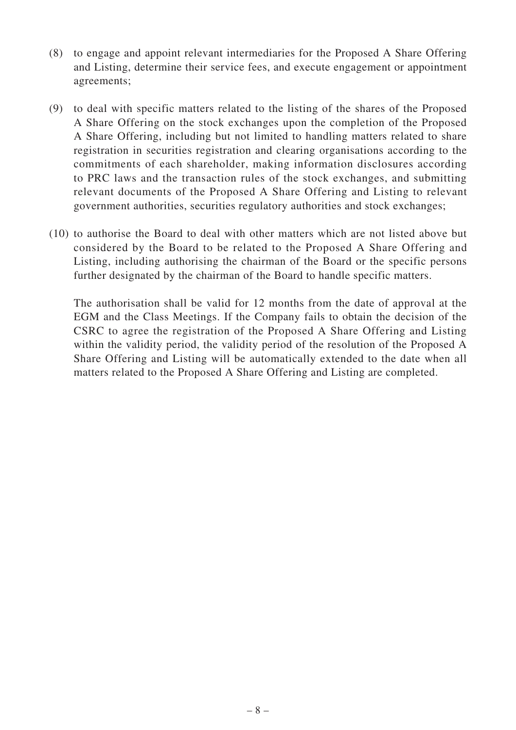(8) to engage and appoint relevant intermediaries for the Proposed A Share Offering and Listing, determine their service fees, and execute engagement or appointment agreements;

(9) to deal with specific matters related to the listing of the shares of the Proposed A Share Offering on the stock exchanges upon the completion of the Proposed A Share Offering, including but not limited to handling matters related to share registration in securities registration and clearing organisations according to the commitments of each shareholder, making information disclosures according to PRC laws and the transaction rules of the stock exchanges, and submitting relevant documents of the Proposed A Share Offering and Listing to relevant government authorities, securities regulatory authorities and stock exchanges;

(10) to authorise the Board to deal with other matters which are not listed above but considered by the Board to be related to the Proposed A Share Offering and Listing, including authorising the chairman of the Board or the specific persons further designated by the chairman of the Board to handle specific matters.

The authorisation shall be valid for 12 months from the date of approval at the EGM and the Class Meetings. If the Company fails to obtain the decision of the CSRC to agree the registration of the Proposed A Share Offering and Listing within the validity period, the validity period of the resolution of the Proposed A Share Offering and Listing will be automatically extended to the date when all matters related to the Proposed A Share Offering and Listing are completed.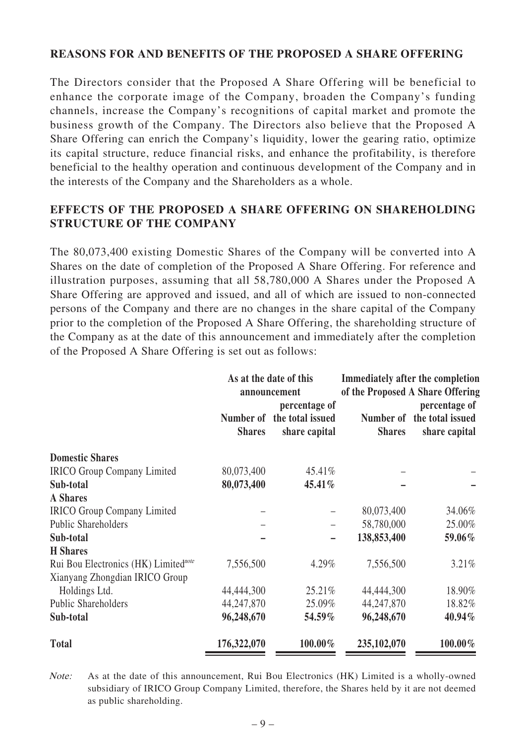## REASONS FOR AND BENEFITS OF THE PROPOSED A SHARE OFFERING

The Directors consider that the Proposed A Share Offering will be beneficial to enhance the corporate image of the Company, broaden the Company's funding channels, increase the Company's recognitions of capital market and promote the business growth of the Company. The Directors also believe that the Proposed A Share Offering can enrich the Company's liquidity, lower the gearing ratio, optimize its capital structure, reduce financial risks, and enhance the profitability, is therefore beneficial to the healthy operation and continuous development of the Company and in the interests of the Company and the Shareholders as a whole.

## EFFECTS OF THE PROPOSED A SHARE OFFERING ON SHAREHOLDING STRUCTURE OF THE COMPANY

The 80,073,400 existing Domestic Shares of the Company will be converted into A Shares on the date of completion of the Proposed A Share Offering. For reference and illustration purposes, assuming that all 58,780,000 A Shares under the Proposed A Share Offering are approved and issued, and all of which are issued to non-connected persons of the Company and there are no changes in the share capital of the Company prior to the completion of the Proposed A Share Offering, the shareholding structure of the Company as at the date of this announcement and immediately after the completion of the Proposed A Share Offering is set out as follows:

| | As at the date of this announcement | | Immediately after the completion of the Proposed A Share Offering | |
|---|---|---|---|---|
| | Number of Shares | percentage of the total issued share capital | Number of Shares | percentage of the total issued share capital |
| **Domestic Shares** | | | | |
| IRICO Group Company Limited | 80,073,400 | 45.41% | – | – |
| **Sub-total** | **80,073,400** | **45.41%** | **–** | **–** |
| **A Shares** | | | | |
| IRICO Group Company Limited | – | – | 80,073,400 | 34.06% |
| Public Shareholders | – | – | 58,780,000 | 25.00% |
| **Sub-total** | **–** | **–** | **138,853,400** | **59.06%** |
| **H Shares** | | | | |
| Rui Bou Electronics (HK) Limited[note] | 7,556,500 | 4.29% | 7,556,500 | 3.21% |
| Xianyang Zhongdian IRICO Group Holdings Ltd. | 44,444,300 | 25.21% | 44,444,300 | 18.90% |
| Public Shareholders | 44,247,870 | 25.09% | 44,247,870 | 18.82% |
| **Sub-total** | **96,248,670** | **54.59%** | **96,248,670** | **40.94%** |
| **Total** | **176,322,070** | **100.00%** | **235,102,070** | **100.00%** |

*Note:* As at the date of this announcement, Rui Bou Electronics (HK) Limited is a wholly-owned subsidiary of IRICO Group Company Limited, therefore, the Shares held by it are not deemed as public shareholding.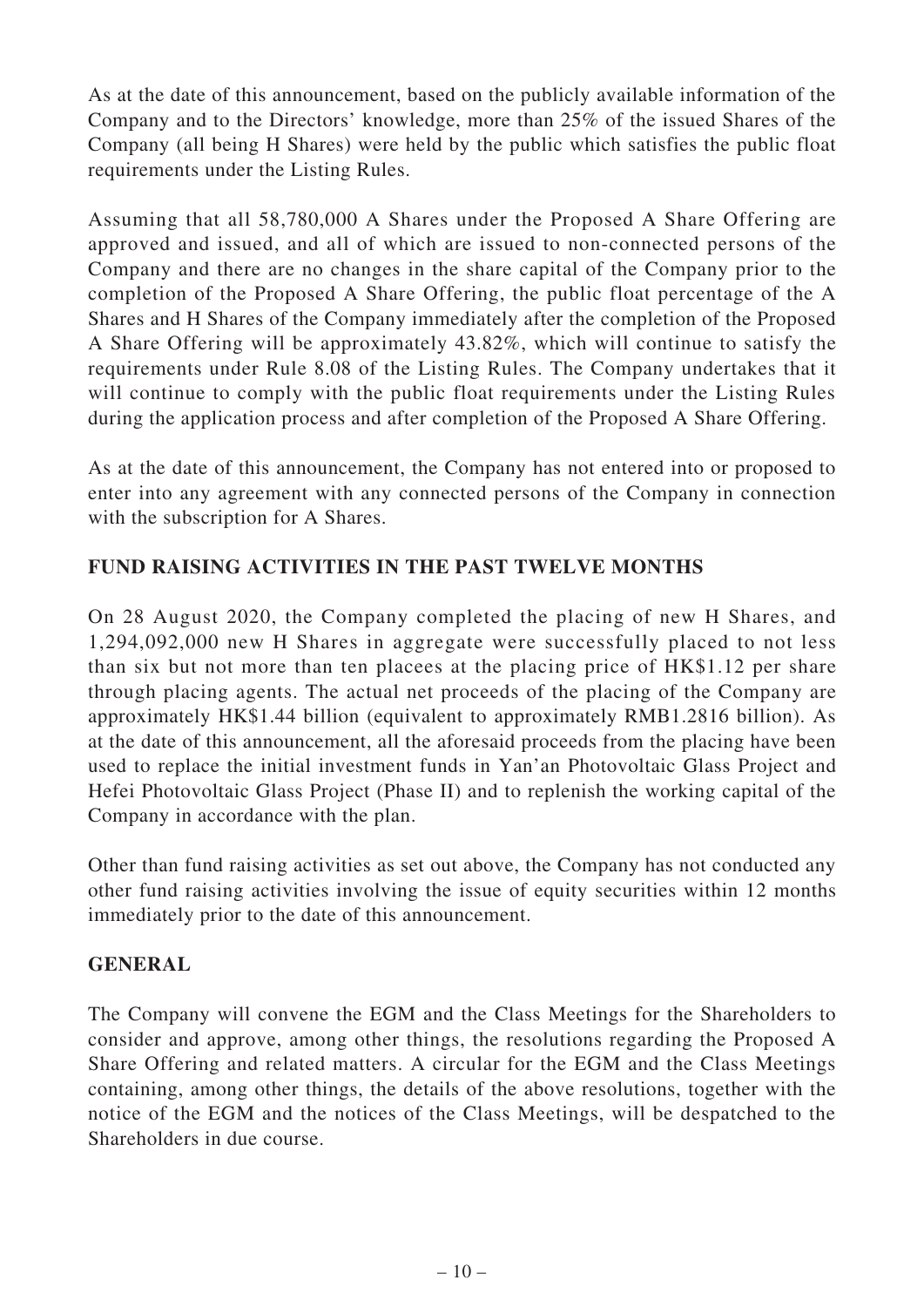As at the date of this announcement, based on the publicly available information of the Company and to the Directors' knowledge, more than 25% of the issued Shares of the Company (all being H Shares) were held by the public which satisfies the public float requirements under the Listing Rules.

Assuming that all 58,780,000 A Shares under the Proposed A Share Offering are approved and issued, and all of which are issued to non-connected persons of the Company and there are no changes in the share capital of the Company prior to the completion of the Proposed A Share Offering, the public float percentage of the A Shares and H Shares of the Company immediately after the completion of the Proposed A Share Offering will be approximately 43.82%, which will continue to satisfy the requirements under Rule 8.08 of the Listing Rules. The Company undertakes that it will continue to comply with the public float requirements under the Listing Rules during the application process and after completion of the Proposed A Share Offering.

As at the date of this announcement, the Company has not entered into or proposed to enter into any agreement with any connected persons of the Company in connection with the subscription for A Shares.

## FUND RAISING ACTIVITIES IN THE PAST TWELVE MONTHS

On 28 August 2020, the Company completed the placing of new H Shares, and 1,294,092,000 new H Shares in aggregate were successfully placed to not less than six but not more than ten placees at the placing price of HK$1.12 per share through placing agents. The actual net proceeds of the placing of the Company are approximately HK$1.44 billion (equivalent to approximately RMB1.2816 billion). As at the date of this announcement, all the aforesaid proceeds from the placing have been used to replace the initial investment funds in Yan'an Photovoltaic Glass Project and Hefei Photovoltaic Glass Project (Phase II) and to replenish the working capital of the Company in accordance with the plan.

Other than fund raising activities as set out above, the Company has not conducted any other fund raising activities involving the issue of equity securities within 12 months immediately prior to the date of this announcement.

## GENERAL

The Company will convene the EGM and the Class Meetings for the Shareholders to consider and approve, among other things, the resolutions regarding the Proposed A Share Offering and related matters. A circular for the EGM and the Class Meetings containing, among other things, the details of the above resolutions, together with the notice of the EGM and the notices of the Class Meetings, will be despatched to the Shareholders in due course.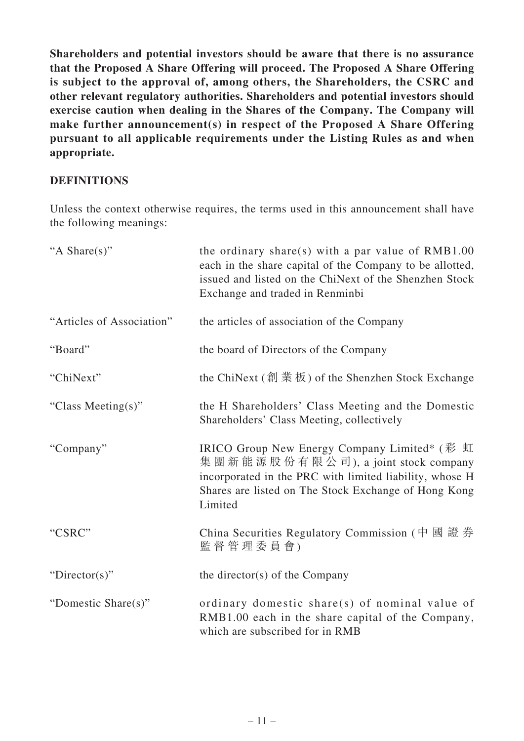**Shareholders and potential investors should be aware that there is no assurance that the Proposed A Share Offering will proceed. The Proposed A Share Offering is subject to the approval of, among others, the Shareholders, the CSRC and other relevant regulatory authorities. Shareholders and potential investors should exercise caution when dealing in the Shares of the Company. The Company will make further announcement(s) in respect of the Proposed A Share Offering pursuant to all applicable requirements under the Listing Rules as and when appropriate.**

## DEFINITIONS

Unless the context otherwise requires, the terms used in this announcement shall have the following meanings:

| | |
|---|---|
| "A Share(s)" | the ordinary share(s) with a par value of RMB1.00 each in the share capital of the Company to be allotted, issued and listed on the ChiNext of the Shenzhen Stock Exchange and traded in Renminbi |
| "Articles of Association" | the articles of association of the Company |
| "Board" | the board of Directors of the Company |
| "ChiNext" | the ChiNext (創業板) of the Shenzhen Stock Exchange |
| "Class Meeting(s)" | the H Shareholders' Class Meeting and the Domestic Shareholders' Class Meeting, collectively |
| "Company" | IRICO Group New Energy Company Limited* (彩虹集團新能源股份有限公司), a joint stock company incorporated in the PRC with limited liability, whose H Shares are listed on The Stock Exchange of Hong Kong Limited |
| "CSRC" | China Securities Regulatory Commission (中國證券監督管理委員會) |
| "Director(s)" | the director(s) of the Company |
| "Domestic Share(s)" | ordinary domestic share(s) of nominal value of RMB1.00 each in the share capital of the Company, which are subscribed for in RMB |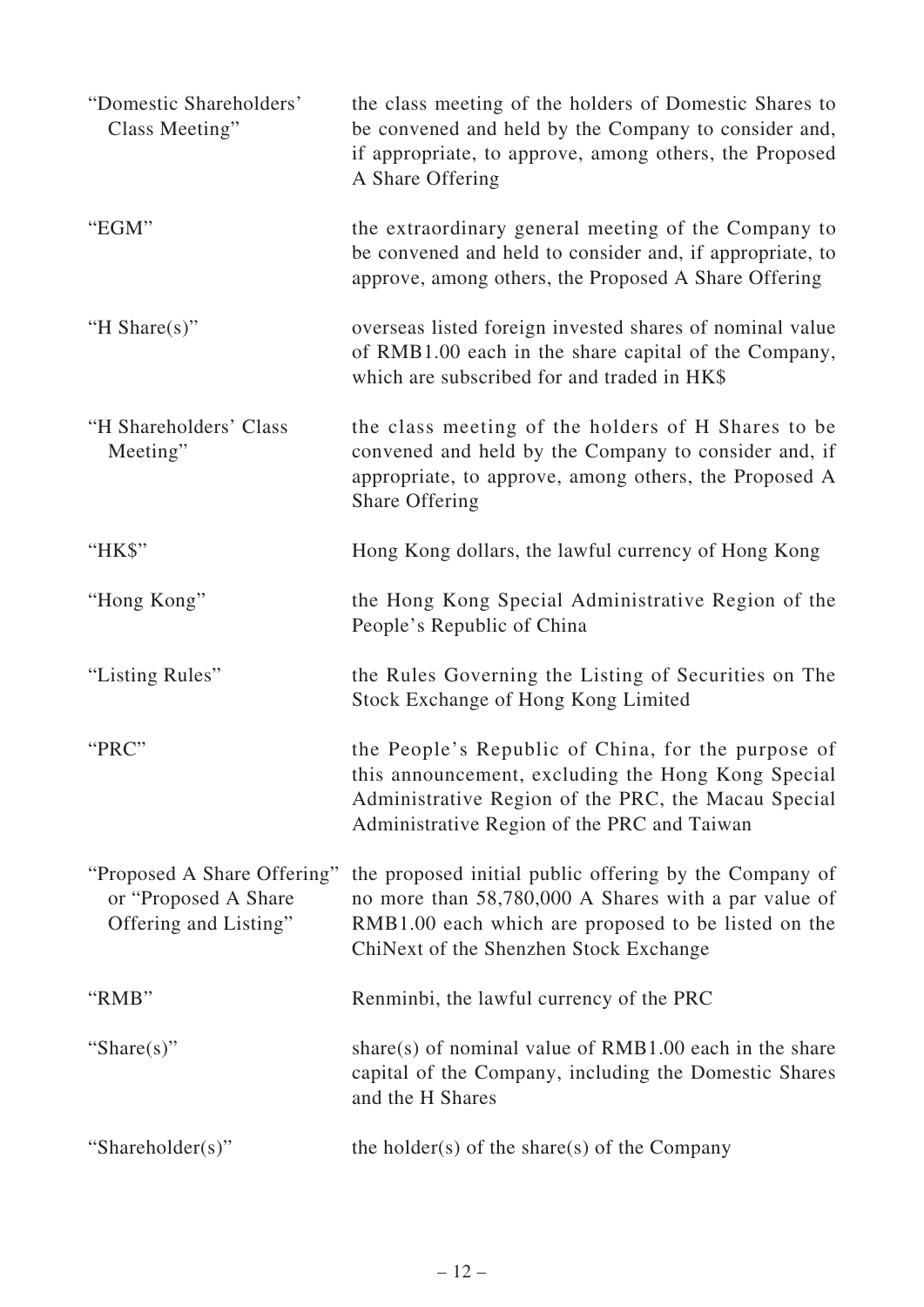| | |
|---|---|
| "Domestic Shareholders' Class Meeting" | the class meeting of the holders of Domestic Shares to be convened and held by the Company to consider and, if appropriate, to approve, among others, the Proposed A Share Offering |
| "EGM" | the extraordinary general meeting of the Company to be convened and held to consider and, if appropriate, to approve, among others, the Proposed A Share Offering |
| "H Share(s)" | overseas listed foreign invested shares of nominal value of RMB1.00 each in the share capital of the Company, which are subscribed for and traded in HK$ |
| "H Shareholders' Class Meeting" | the class meeting of the holders of H Shares to be convened and held by the Company to consider and, if appropriate, to approve, among others, the Proposed A Share Offering |
| "HK$" | Hong Kong dollars, the lawful currency of Hong Kong |
| "Hong Kong" | the Hong Kong Special Administrative Region of the People's Republic of China |
| "Listing Rules" | the Rules Governing the Listing of Securities on The Stock Exchange of Hong Kong Limited |
| "PRC" | the People's Republic of China, for the purpose of this announcement, excluding the Hong Kong Special Administrative Region of the PRC, the Macau Special Administrative Region of the PRC and Taiwan |
| "Proposed A Share Offering" or "Proposed A Share Offering and Listing" | the proposed initial public offering by the Company of no more than 58,780,000 A Shares with a par value of RMB1.00 each which are proposed to be listed on the ChiNext of the Shenzhen Stock Exchange |
| "RMB" | Renminbi, the lawful currency of the PRC |
| "Share(s)" | share(s) of nominal value of RMB1.00 each in the share capital of the Company, including the Domestic Shares and the H Shares |
| "Shareholder(s)" | the holder(s) of the share(s) of the Company |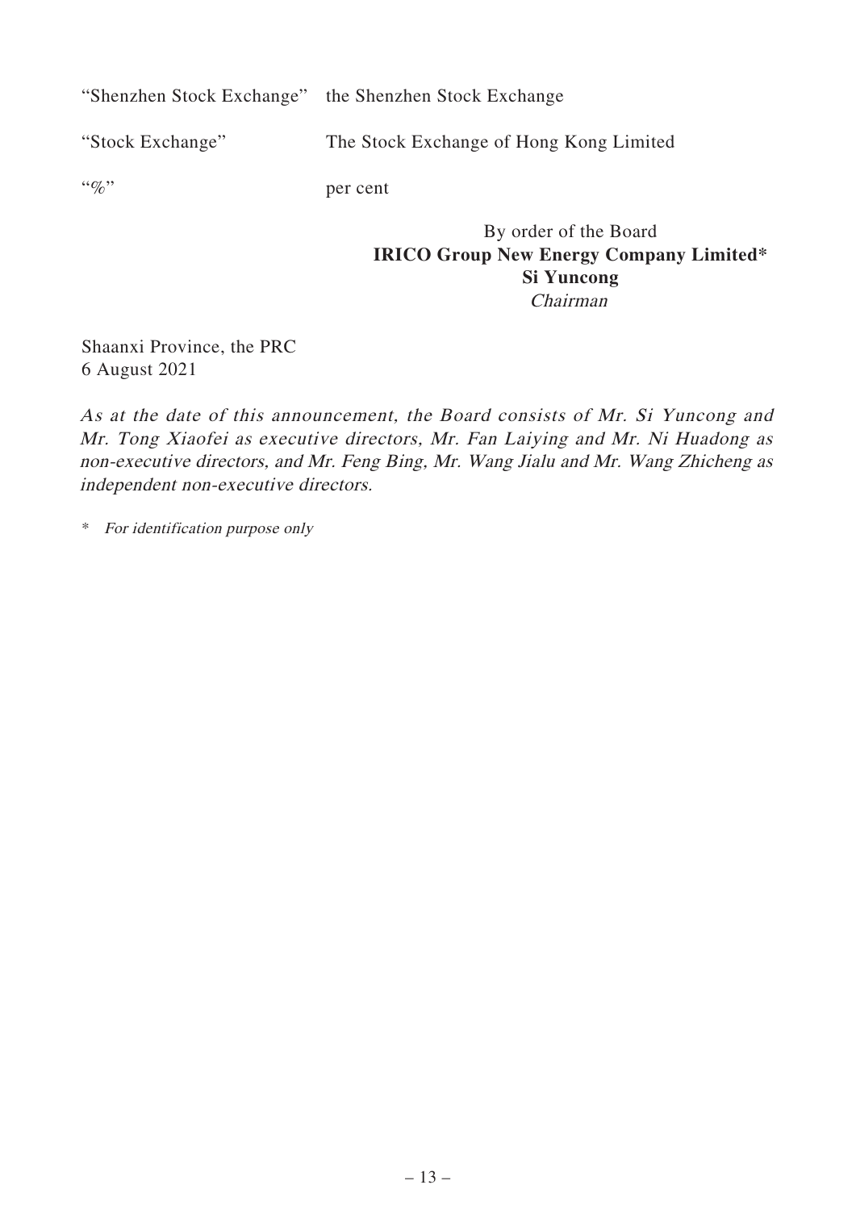| | |
|---|---|
| "Shenzhen Stock Exchange" | the Shenzhen Stock Exchange |
| "Stock Exchange" | The Stock Exchange of Hong Kong Limited |
| "%" | per cent |

By order of the Board
**IRICO Group New Energy Company Limited***
**Si Yuncong**
*Chairman*

Shaanxi Province, the PRC
6 August 2021

*As at the date of this announcement, the Board consists of Mr. Si Yuncong and Mr. Tong Xiaofei as executive directors, Mr. Fan Laiying and Mr. Ni Huadong as non-executive directors, and Mr. Feng Bing, Mr. Wang Jialu and Mr. Wang Zhicheng as independent non-executive directors.*

\* *For identification purpose only*